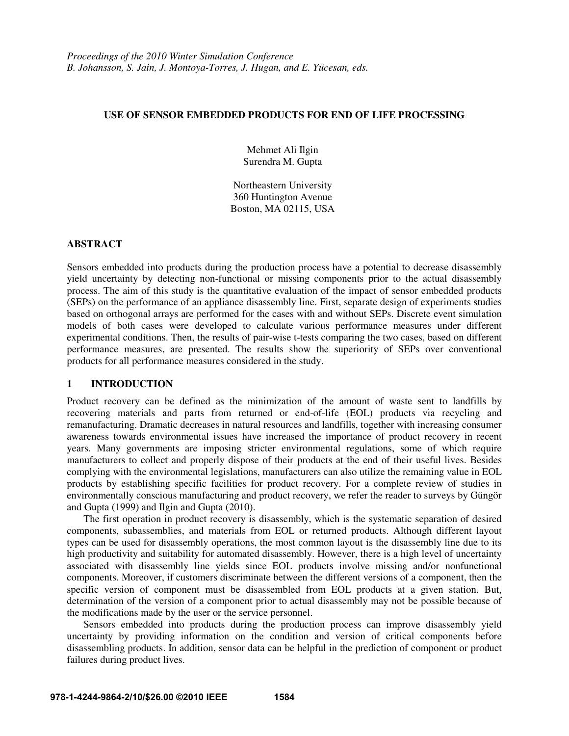*Proceedings of the 2010 Winter Simulation Conference*
*B. Johansson, S. Jain, J. Montoya-Torres, J. Hugan, and E. Yücesan, eds.*

# USE OF SENSOR EMBEDDED PRODUCTS FOR END OF LIFE PROCESSING

Mehmet Ali Ilgin
Surendra M. Gupta

Northeastern University
360 Huntington Avenue
Boston, MA 02115, USA

## ABSTRACT

Sensors embedded into products during the production process have a potential to decrease disassembly yield uncertainty by detecting non-functional or missing components prior to the actual disassembly process. The aim of this study is the quantitative evaluation of the impact of sensor embedded products (SEPs) on the performance of an appliance disassembly line. First, separate design of experiments studies based on orthogonal arrays are performed for the cases with and without SEPs. Discrete event simulation models of both cases were developed to calculate various performance measures under different experimental conditions. Then, the results of pair-wise t-tests comparing the two cases, based on different performance measures, are presented. The results show the superiority of SEPs over conventional products for all performance measures considered in the study.

## 1 INTRODUCTION

Product recovery can be defined as the minimization of the amount of waste sent to landfills by recovering materials and parts from returned or end-of-life (EOL) products via recycling and remanufacturing. Dramatic decreases in natural resources and landfills, together with increasing consumer awareness towards environmental issues have increased the importance of product recovery in recent years. Many governments are imposing stricter environmental regulations, some of which require manufacturers to collect and properly dispose of their products at the end of their useful lives. Besides complying with the environmental legislations, manufacturers can also utilize the remaining value in EOL products by establishing specific facilities for product recovery. For a complete review of studies in environmentally conscious manufacturing and product recovery, we refer the reader to surveys by Güngör and Gupta (1999) and Ilgin and Gupta (2010).

The first operation in product recovery is disassembly, which is the systematic separation of desired components, subassemblies, and materials from EOL or returned products. Although different layout types can be used for disassembly operations, the most common layout is the disassembly line due to its high productivity and suitability for automated disassembly. However, there is a high level of uncertainty associated with disassembly line yields since EOL products involve missing and/or nonfunctional components. Moreover, if customers discriminate between the different versions of a component, then the specific version of component must be disassembled from EOL products at a given station. But, determination of the version of a component prior to actual disassembly may not be possible because of the modifications made by the user or the service personnel.

Sensors embedded into products during the production process can improve disassembly yield uncertainty by providing information on the condition and version of critical components before disassembling products. In addition, sensor data can be helpful in the prediction of component or product failures during product lives.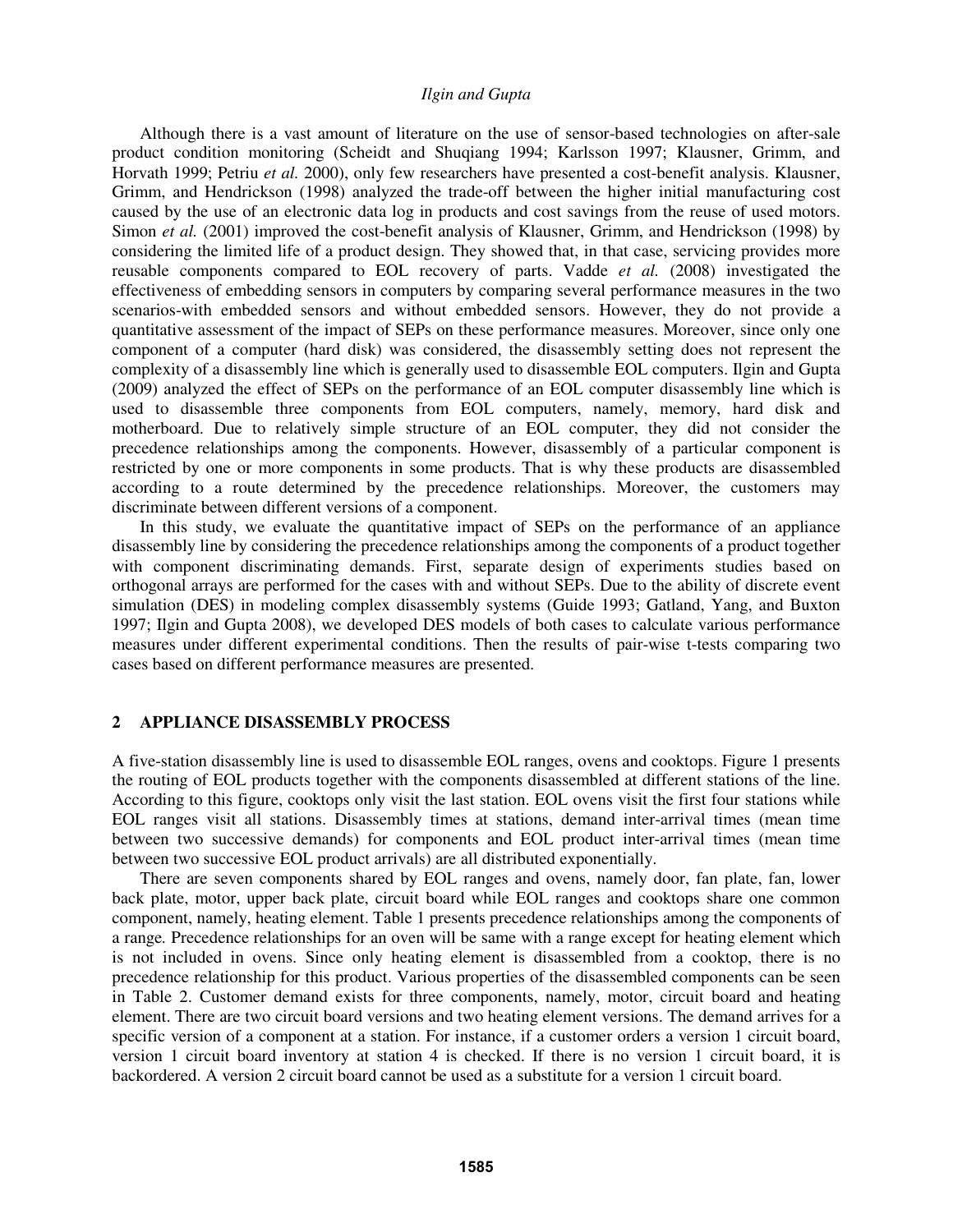Although there is a vast amount of literature on the use of sensor-based technologies on after-sale product condition monitoring (Scheidt and Shuqiang 1994; Karlsson 1997; Klausner, Grimm, and Horvath 1999; Petriu *et al.* 2000), only few researchers have presented a cost-benefit analysis. Klausner, Grimm, and Hendrickson (1998) analyzed the trade-off between the higher initial manufacturing cost caused by the use of an electronic data log in products and cost savings from the reuse of used motors. Simon *et al.* (2001) improved the cost-benefit analysis of Klausner, Grimm, and Hendrickson (1998) by considering the limited life of a product design. They showed that, in that case, servicing provides more reusable components compared to EOL recovery of parts. Vadde *et al.* (2008) investigated the effectiveness of embedding sensors in computers by comparing several performance measures in the two scenarios-with embedded sensors and without embedded sensors. However, they do not provide a quantitative assessment of the impact of SEPs on these performance measures. Moreover, since only one component of a computer (hard disk) was considered, the disassembly setting does not represent the complexity of a disassembly line which is generally used to disassemble EOL computers. Ilgin and Gupta (2009) analyzed the effect of SEPs on the performance of an EOL computer disassembly line which is used to disassemble three components from EOL computers, namely, memory, hard disk and motherboard. Due to relatively simple structure of an EOL computer, they did not consider the precedence relationships among the components. However, disassembly of a particular component is restricted by one or more components in some products. That is why these products are disassembled according to a route determined by the precedence relationships. Moreover, the customers may discriminate between different versions of a component.

In this study, we evaluate the quantitative impact of SEPs on the performance of an appliance disassembly line by considering the precedence relationships among the components of a product together with component discriminating demands. First, separate design of experiments studies based on orthogonal arrays are performed for the cases with and without SEPs. Due to the ability of discrete event simulation (DES) in modeling complex disassembly systems (Guide 1993; Gatland, Yang, and Buxton 1997; Ilgin and Gupta 2008), we developed DES models of both cases to calculate various performance measures under different experimental conditions. Then the results of pair-wise t-tests comparing two cases based on different performance measures are presented.

## 2 APPLIANCE DISASSEMBLY PROCESS

A five-station disassembly line is used to disassemble EOL ranges, ovens and cooktops. Figure 1 presents the routing of EOL products together with the components disassembled at different stations of the line. According to this figure, cooktops only visit the last station. EOL ovens visit the first four stations while EOL ranges visit all stations. Disassembly times at stations, demand inter-arrival times (mean time between two successive demands) for components and EOL product inter-arrival times (mean time between two successive EOL product arrivals) are all distributed exponentially.

There are seven components shared by EOL ranges and ovens, namely door, fan plate, fan, lower back plate, motor, upper back plate, circuit board while EOL ranges and cooktops share one common component, namely, heating element. Table 1 presents precedence relationships among the components of a range. Precedence relationships for an oven will be same with a range except for heating element which is not included in ovens. Since only heating element is disassembled from a cooktop, there is no precedence relationship for this product. Various properties of the disassembled components can be seen in Table 2. Customer demand exists for three components, namely, motor, circuit board and heating element. There are two circuit board versions and two heating element versions. The demand arrives for a specific version of a component at a station. For instance, if a customer orders a version 1 circuit board, version 1 circuit board inventory at station 4 is checked. If there is no version 1 circuit board, it is backordered. A version 2 circuit board cannot be used as a substitute for a version 1 circuit board.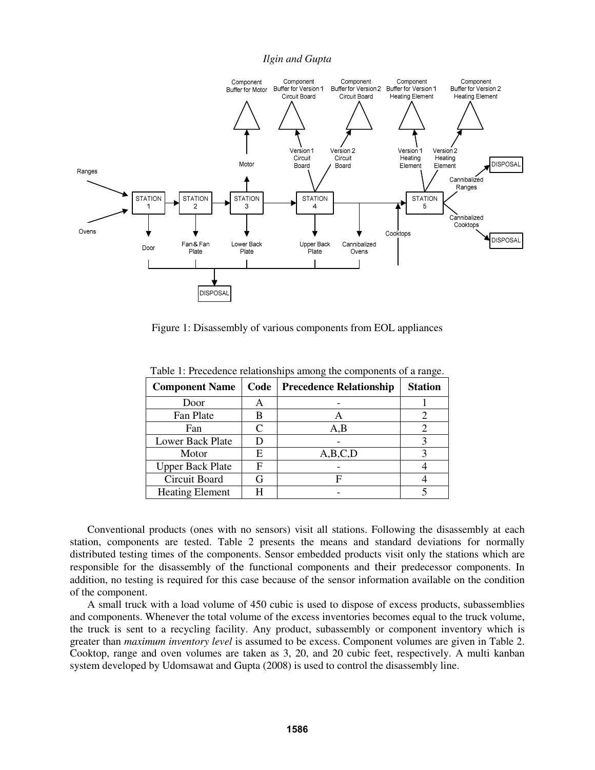Figure 1: Disassembly of various components from EOL appliances

Table 1: Precedence relationships among the components of a range.

| Component Name | Code | Precedence Relationship | Station |
|---|---|---|---|
| Door | A | - | 1 |
| Fan Plate | B | A | 2 |
| Fan | C | A,B | 2 |
| Lower Back Plate | D | - | 3 |
| Motor | E | A,B,C,D | 3 |
| Upper Back Plate | F | - | 4 |
| Circuit Board | G | F | 4 |
| Heating Element | H | - | 5 |

Conventional products (ones with no sensors) visit all stations. Following the disassembly at each station, components are tested. Table 2 presents the means and standard deviations for normally distributed testing times of the components. Sensor embedded products visit only the stations which are responsible for the disassembly of the functional components and their predecessor components. In addition, no testing is required for this case because of the sensor information available on the condition of the component.

A small truck with a load volume of 450 cubic is used to dispose of excess products, subassemblies and components. Whenever the total volume of the excess inventories becomes equal to the truck volume, the truck is sent to a recycling facility. Any product, subassembly or component inventory which is greater than *maximum inventory level* is assumed to be excess. Component volumes are given in Table 2. Cooktop, range and oven volumes are taken as 3, 20, and 20 cubic feet, respectively. A multi kanban system developed by Udomsawat and Gupta (2008) is used to control the disassembly line.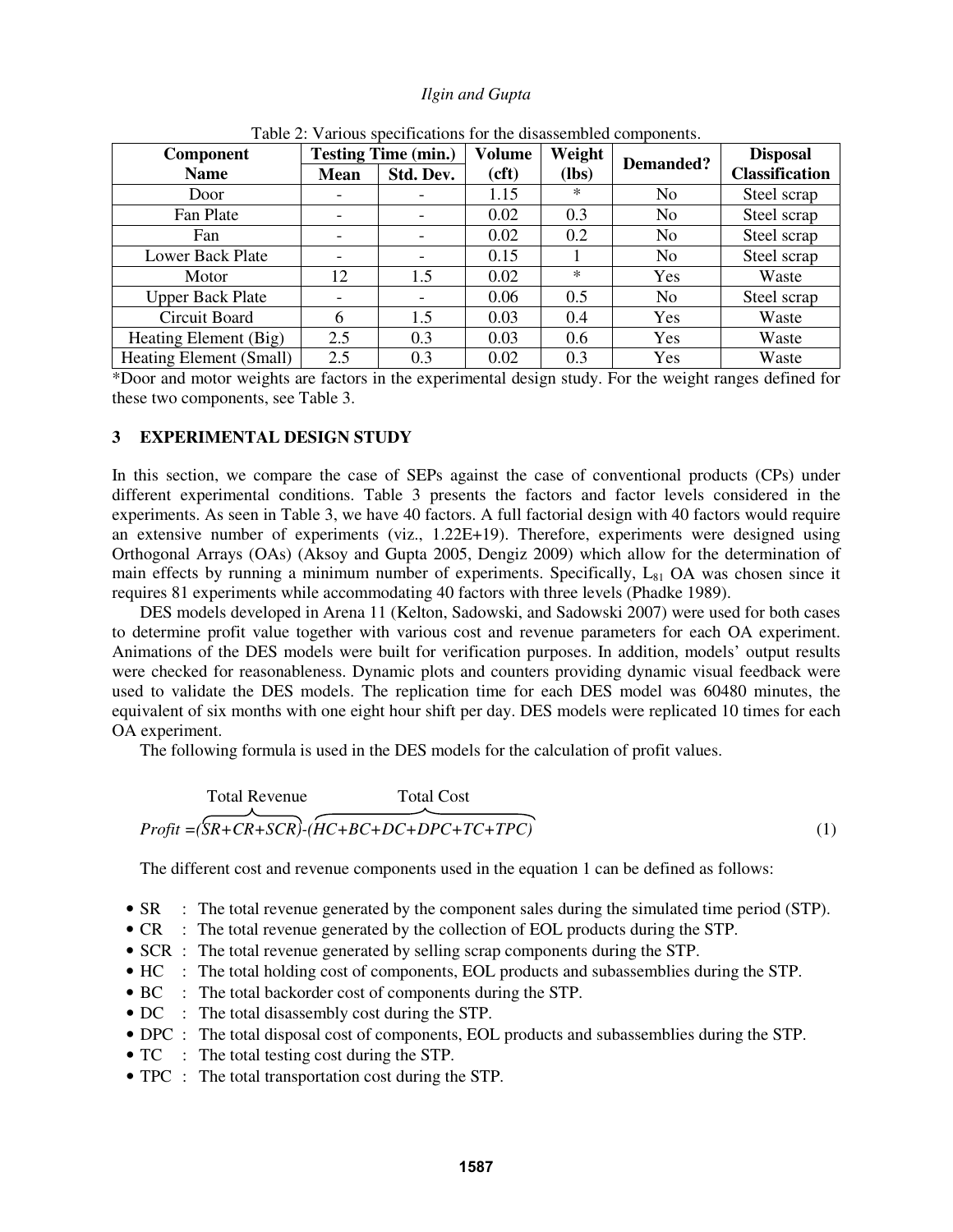Table 2: Various specifications for the disassembled components.

| Component Name | Testing Time (min.) | | Volume (cft) | Weight (lbs) | Demanded? | Disposal Classification |
|---|---|---|---|---|---|---|
| | Mean | Std. Dev. | | | | |
| Door | - | - | 1.15 | * | No | Steel scrap |
| Fan Plate | - | - | 0.02 | 0.3 | No | Steel scrap |
| Fan | - | - | 0.02 | 0.2 | No | Steel scrap |
| Lower Back Plate | - | - | 0.15 | 1 | No | Steel scrap |
| Motor | 12 | 1.5 | 0.02 | * | Yes | Waste |
| Upper Back Plate | - | - | 0.06 | 0.5 | No | Steel scrap |
| Circuit Board | 6 | 1.5 | 0.03 | 0.4 | Yes | Waste |
| Heating Element (Big) | 2.5 | 0.3 | 0.03 | 0.6 | Yes | Waste |
| Heating Element (Small) | 2.5 | 0.3 | 0.02 | 0.3 | Yes | Waste |

*Door and motor weights are factors in the experimental design study. For the weight ranges defined for these two components, see Table 3.

## 3 EXPERIMENTAL DESIGN STUDY

In this section, we compare the case of SEPs against the case of conventional products (CPs) under different experimental conditions. Table 3 presents the factors and factor levels considered in the experiments. As seen in Table 3, we have 40 factors. A full factorial design with 40 factors would require an extensive number of experiments (viz., 1.22E+19). Therefore, experiments were designed using Orthogonal Arrays (OAs) (Aksoy and Gupta 2005, Dengiz 2009) which allow for the determination of main effects by running a minimum number of experiments. Specifically, $L_{81}$ OA was chosen since it requires 81 experiments while accommodating 40 factors with three levels (Phadke 1989).

DES models developed in Arena 11 (Kelton, Sadowski, and Sadowski 2007) were used for both cases to determine profit value together with various cost and revenue parameters for each OA experiment. Animations of the DES models were built for verification purposes. In addition, models' output results were checked for reasonableness. Dynamic plots and counters providing dynamic visual feedback were used to validate the DES models. The replication time for each DES model was 60480 minutes, the equivalent of six months with one eight hour shift per day. DES models were replicated 10 times for each OA experiment.

The following formula is used in the DES models for the calculation of profit values.

$$Profit = \overbrace{(SR+CR+SCR)}^{\text{Total Revenue}} - \overbrace{(HC+BC+DC+DPC+TC+TPC)}^{\text{Total Cost}} \tag{1}$$

The different cost and revenue components used in the equation 1 can be defined as follows:

- SR : The total revenue generated by the component sales during the simulated time period (STP).
- CR : The total revenue generated by the collection of EOL products during the STP.
- SCR : The total revenue generated by selling scrap components during the STP.
- HC : The total holding cost of components, EOL products and subassemblies during the STP.
- BC : The total backorder cost of components during the STP.
- DC : The total disassembly cost during the STP.
- DPC : The total disposal cost of components, EOL products and subassemblies during the STP.
- TC : The total testing cost during the STP.
- TPC : The total transportation cost during the STP.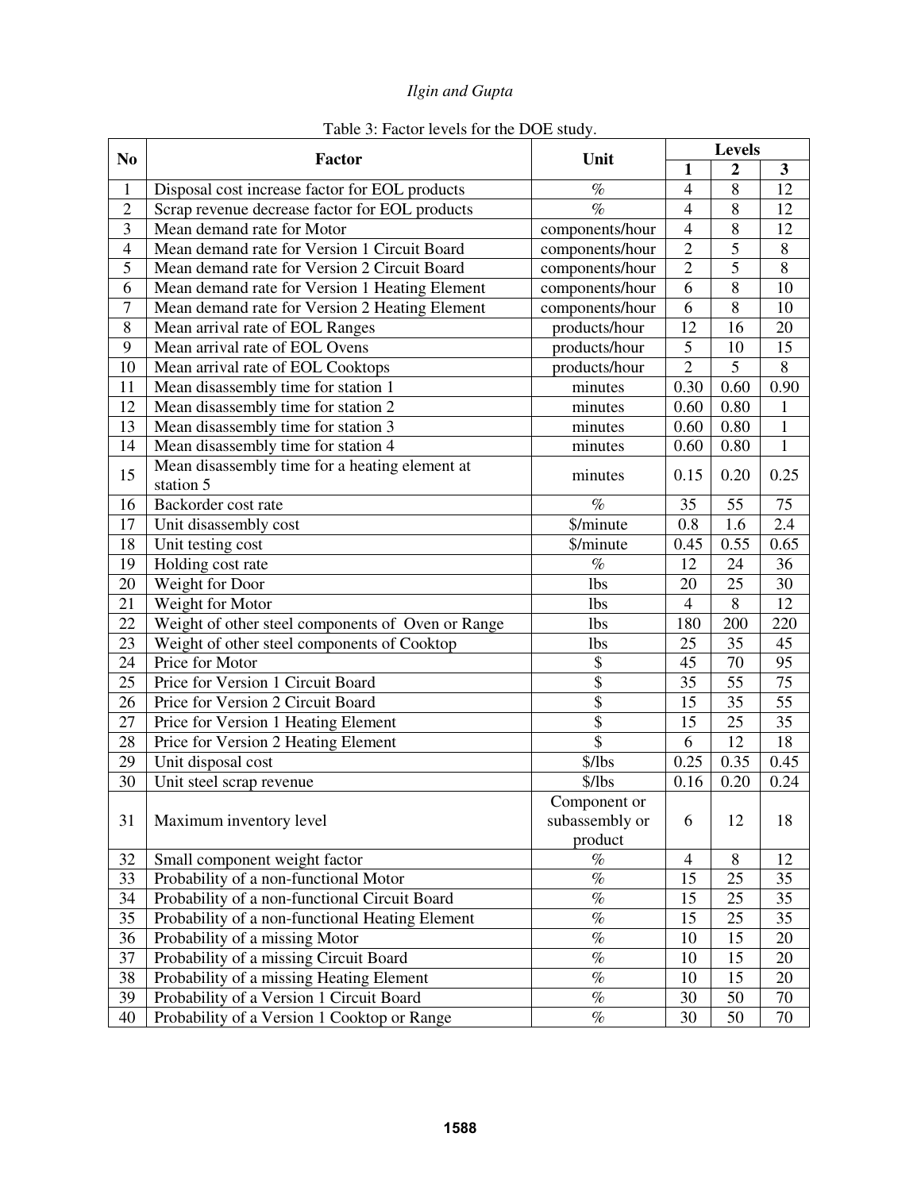Table 3: Factor levels for the DOE study.

| No | Factor | Unit | Levels | | |
|---|---|---|---|---|---|
| | | | **1** | **2** | **3** |
| 1 | Disposal cost increase factor for EOL products | % | 4 | 8 | 12 |
| 2 | Scrap revenue decrease factor for EOL products | % | 4 | 8 | 12 |
| 3 | Mean demand rate for Motor | components/hour | 4 | 8 | 12 |
| 4 | Mean demand rate for Version 1 Circuit Board | components/hour | 2 | 5 | 8 |
| 5 | Mean demand rate for Version 2 Circuit Board | components/hour | 2 | 5 | 8 |
| 6 | Mean demand rate for Version 1 Heating Element | components/hour | 6 | 8 | 10 |
| 7 | Mean demand rate for Version 2 Heating Element | components/hour | 6 | 8 | 10 |
| 8 | Mean arrival rate of EOL Ranges | products/hour | 12 | 16 | 20 |
| 9 | Mean arrival rate of EOL Ovens | products/hour | 5 | 10 | 15 |
| 10 | Mean arrival rate of EOL Cooktops | products/hour | 2 | 5 | 8 |
| 11 | Mean disassembly time for station 1 | minutes | 0.30 | 0.60 | 0.90 |
| 12 | Mean disassembly time for station 2 | minutes | 0.60 | 0.80 | 1 |
| 13 | Mean disassembly time for station 3 | minutes | 0.60 | 0.80 | 1 |
| 14 | Mean disassembly time for station 4 | minutes | 0.60 | 0.80 | 1 |
| 15 | Mean disassembly time for a heating element at station 5 | minutes | 0.15 | 0.20 | 0.25 |
| 16 | Backorder cost rate | % | 35 | 55 | 75 |
| 17 | Unit disassembly cost | $/minute | 0.8 | 1.6 | 2.4 |
| 18 | Unit testing cost | $/minute | 0.45 | 0.55 | 0.65 |
| 19 | Holding cost rate | % | 12 | 24 | 36 |
| 20 | Weight for Door | lbs | 20 | 25 | 30 |
| 21 | Weight for Motor | lbs | 4 | 8 | 12 |
| 22 | Weight of other steel components of Oven or Range | lbs | 180 | 200 | 220 |
| 23 | Weight of other steel components of Cooktop | lbs | 25 | 35 | 45 |
| 24 | Price for Motor | $ | 45 | 70 | 95 |
| 25 | Price for Version 1 Circuit Board | $ | 35 | 55 | 75 |
| 26 | Price for Version 2 Circuit Board | $ | 15 | 35 | 55 |
| 27 | Price for Version 1 Heating Element | $ | 15 | 25 | 35 |
| 28 | Price for Version 2 Heating Element | $ | 6 | 12 | 18 |
| 29 | Unit disposal cost | $/lbs | 0.25 | 0.35 | 0.45 |
| 30 | Unit steel scrap revenue | $/lbs | 0.16 | 0.20 | 0.24 |
| 31 | Maximum inventory level | Component or subassembly or product | 6 | 12 | 18 |
| 32 | Small component weight factor | % | 4 | 8 | 12 |
| 33 | Probability of a non-functional Motor | % | 15 | 25 | 35 |
| 34 | Probability of a non-functional Circuit Board | % | 15 | 25 | 35 |
| 35 | Probability of a non-functional Heating Element | % | 15 | 25 | 35 |
| 36 | Probability of a missing Motor | % | 10 | 15 | 20 |
| 37 | Probability of a missing Circuit Board | % | 10 | 15 | 20 |
| 38 | Probability of a missing Heating Element | % | 10 | 15 | 20 |
| 39 | Probability of a Version 1 Circuit Board | % | 30 | 50 | 70 |
| 40 | Probability of a Version 1 Cooktop or Range | % | 30 | 50 | 70 |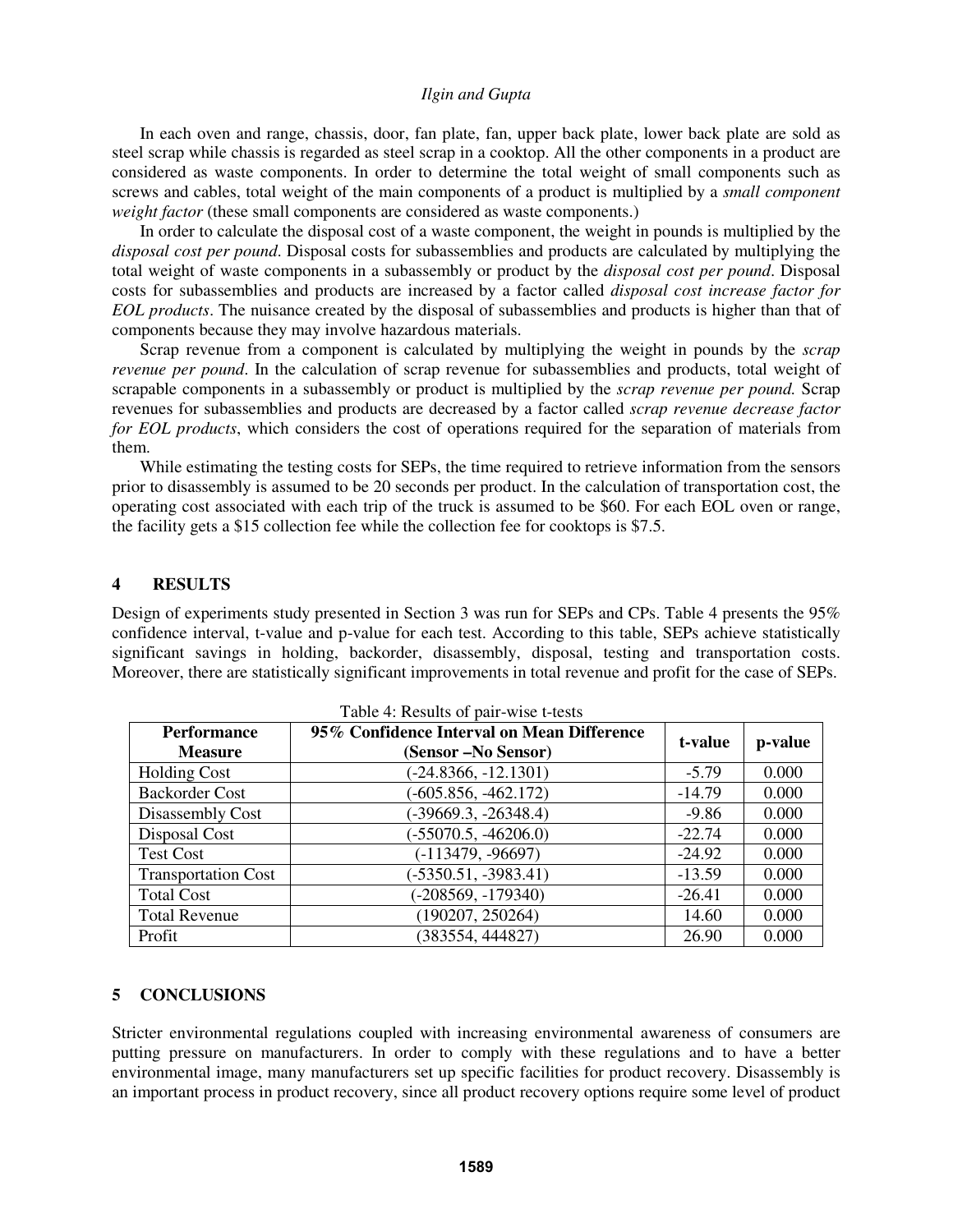In each oven and range, chassis, door, fan plate, fan, upper back plate, lower back plate are sold as steel scrap while chassis is regarded as steel scrap in a cooktop. All the other components in a product are considered as waste components. In order to determine the total weight of small components such as screws and cables, total weight of the main components of a product is multiplied by a *small component weight factor* (these small components are considered as waste components.)

In order to calculate the disposal cost of a waste component, the weight in pounds is multiplied by the *disposal cost per pound*. Disposal costs for subassemblies and products are calculated by multiplying the total weight of waste components in a subassembly or product by the *disposal cost per pound*. Disposal costs for subassemblies and products are increased by a factor called *disposal cost increase factor for EOL products*. The nuisance created by the disposal of subassemblies and products is higher than that of components because they may involve hazardous materials.

Scrap revenue from a component is calculated by multiplying the weight in pounds by the *scrap revenue per pound*. In the calculation of scrap revenue for subassemblies and products, total weight of scrapable components in a subassembly or product is multiplied by the *scrap revenue per pound.* Scrap revenues for subassemblies and products are decreased by a factor called *scrap revenue decrease factor for EOL products*, which considers the cost of operations required for the separation of materials from them.

While estimating the testing costs for SEPs, the time required to retrieve information from the sensors prior to disassembly is assumed to be 20 seconds per product. In the calculation of transportation cost, the operating cost associated with each trip of the truck is assumed to be $60. For each EOL oven or range, the facility gets a $15 collection fee while the collection fee for cooktops is $7.5.

## 4 RESULTS

Design of experiments study presented in Section 3 was run for SEPs and CPs. Table 4 presents the 95% confidence interval, t-value and p-value for each test. According to this table, SEPs achieve statistically significant savings in holding, backorder, disassembly, disposal, testing and transportation costs. Moreover, there are statistically significant improvements in total revenue and profit for the case of SEPs.

Table 4: Results of pair-wise t-tests

| Performance Measure | 95% Confidence Interval on Mean Difference (Sensor –No Sensor) | t-value | p-value |
|---|---|---|---|
| Holding Cost | (-24.8366, -12.1301) | -5.79 | 0.000 |
| Backorder Cost | (-605.856, -462.172) | -14.79 | 0.000 |
| Disassembly Cost | (-39669.3, -26348.4) | -9.86 | 0.000 |
| Disposal Cost | (-55070.5, -46206.0) | -22.74 | 0.000 |
| Test Cost | (-113479, -96697) | -24.92 | 0.000 |
| Transportation Cost | (-5350.51, -3983.41) | -13.59 | 0.000 |
| Total Cost | (-208569, -179340) | -26.41 | 0.000 |
| Total Revenue | (190207, 250264) | 14.60 | 0.000 |
| Profit | (383554, 444827) | 26.90 | 0.000 |

## 5 CONCLUSIONS

Stricter environmental regulations coupled with increasing environmental awareness of consumers are putting pressure on manufacturers. In order to comply with these regulations and to have a better environmental image, many manufacturers set up specific facilities for product recovery. Disassembly is an important process in product recovery, since all product recovery options require some level of product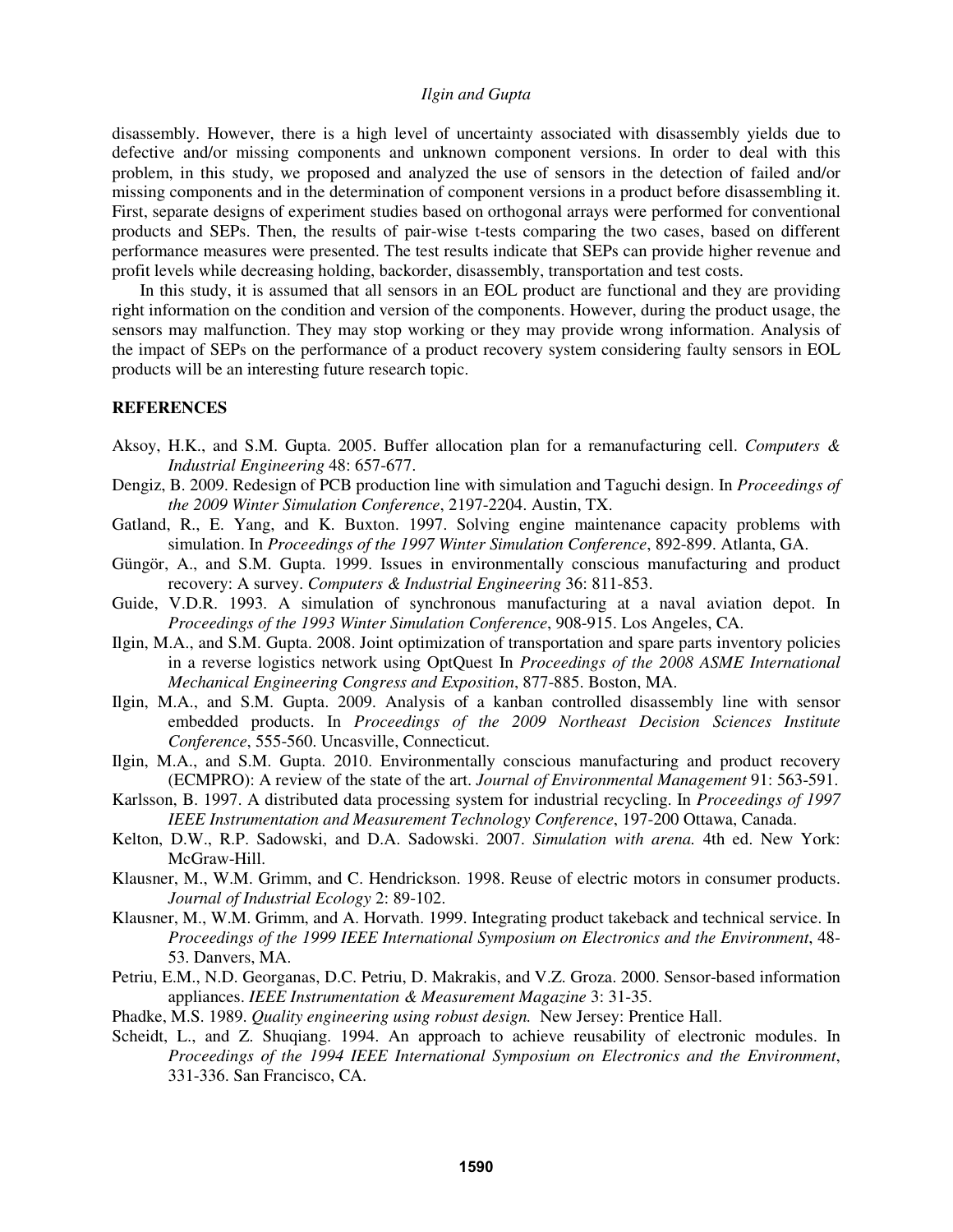disassembly. However, there is a high level of uncertainty associated with disassembly yields due to defective and/or missing components and unknown component versions. In order to deal with this problem, in this study, we proposed and analyzed the use of sensors in the detection of failed and/or missing components and in the determination of component versions in a product before disassembling it. First, separate designs of experiment studies based on orthogonal arrays were performed for conventional products and SEPs. Then, the results of pair-wise t-tests comparing the two cases, based on different performance measures were presented. The test results indicate that SEPs can provide higher revenue and profit levels while decreasing holding, backorder, disassembly, transportation and test costs.

In this study, it is assumed that all sensors in an EOL product are functional and they are providing right information on the condition and version of the components. However, during the product usage, the sensors may malfunction. They may stop working or they may provide wrong information. Analysis of the impact of SEPs on the performance of a product recovery system considering faulty sensors in EOL products will be an interesting future research topic.

## REFERENCES

Aksoy, H.K., and S.M. Gupta. 2005. Buffer allocation plan for a remanufacturing cell. *Computers & Industrial Engineering* 48: 657-677.

Dengiz, B. 2009. Redesign of PCB production line with simulation and Taguchi design. In *Proceedings of the 2009 Winter Simulation Conference*, 2197-2204. Austin, TX.

Gatland, R., E. Yang, and K. Buxton. 1997. Solving engine maintenance capacity problems with simulation. In *Proceedings of the 1997 Winter Simulation Conference*, 892-899. Atlanta, GA.

Güngör, A., and S.M. Gupta. 1999. Issues in environmentally conscious manufacturing and product recovery: A survey. *Computers & Industrial Engineering* 36: 811-853.

Guide, V.D.R. 1993. A simulation of synchronous manufacturing at a naval aviation depot. In *Proceedings of the 1993 Winter Simulation Conference*, 908-915. Los Angeles, CA.

Ilgin, M.A., and S.M. Gupta. 2008. Joint optimization of transportation and spare parts inventory policies in a reverse logistics network using OptQuest In *Proceedings of the 2008 ASME International Mechanical Engineering Congress and Exposition*, 877-885. Boston, MA.

Ilgin, M.A., and S.M. Gupta. 2009. Analysis of a kanban controlled disassembly line with sensor embedded products. In *Proceedings of the 2009 Northeast Decision Sciences Institute Conference*, 555-560. Uncasville, Connecticut.

Ilgin, M.A., and S.M. Gupta. 2010. Environmentally conscious manufacturing and product recovery (ECMPRO): A review of the state of the art. *Journal of Environmental Management* 91: 563-591.

Karlsson, B. 1997. A distributed data processing system for industrial recycling. In *Proceedings of 1997 IEEE Instrumentation and Measurement Technology Conference*, 197-200 Ottawa, Canada.

Kelton, D.W., R.P. Sadowski, and D.A. Sadowski. 2007. *Simulation with arena.* 4th ed. New York: McGraw-Hill.

Klausner, M., W.M. Grimm, and C. Hendrickson. 1998. Reuse of electric motors in consumer products. *Journal of Industrial Ecology* 2: 89-102.

Klausner, M., W.M. Grimm, and A. Horvath. 1999. Integrating product takeback and technical service. In *Proceedings of the 1999 IEEE International Symposium on Electronics and the Environment*, 48-53. Danvers, MA.

Petriu, E.M., N.D. Georganas, D.C. Petriu, D. Makrakis, and V.Z. Groza. 2000. Sensor-based information appliances. *IEEE Instrumentation & Measurement Magazine* 3: 31-35.

Phadke, M.S. 1989. *Quality engineering using robust design.* New Jersey: Prentice Hall.

Scheidt, L., and Z. Shuqiang. 1994. An approach to achieve reusability of electronic modules. In *Proceedings of the 1994 IEEE International Symposium on Electronics and the Environment*, 331-336. San Francisco, CA.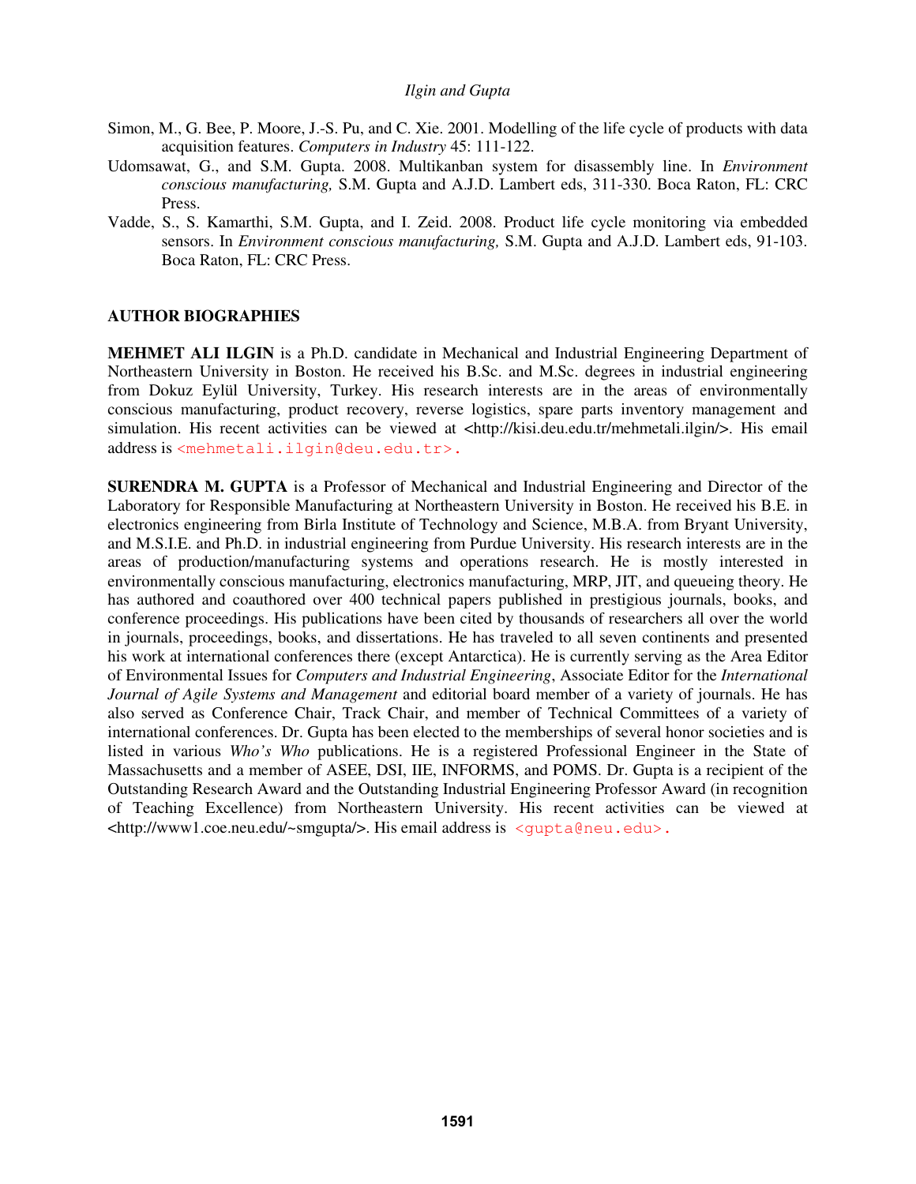Simon, M., G. Bee, P. Moore, J.-S. Pu, and C. Xie. 2001. Modelling of the life cycle of products with data acquisition features. *Computers in Industry* 45: 111-122.

Udomsawat, G., and S.M. Gupta. 2008. Multikanban system for disassembly line. In *Environment conscious manufacturing,* S.M. Gupta and A.J.D. Lambert eds, 311-330. Boca Raton, FL: CRC Press.

Vadde, S., S. Kamarthi, S.M. Gupta, and I. Zeid. 2008. Product life cycle monitoring via embedded sensors. In *Environment conscious manufacturing,* S.M. Gupta and A.J.D. Lambert eds, 91-103. Boca Raton, FL: CRC Press.

## AUTHOR BIOGRAPHIES

**MEHMET ALI ILGIN** is a Ph.D. candidate in Mechanical and Industrial Engineering Department of Northeastern University in Boston. He received his B.Sc. and M.Sc. degrees in industrial engineering from Dokuz Eylül University, Turkey. His research interests are in the areas of environmentally conscious manufacturing, product recovery, reverse logistics, spare parts inventory management and simulation. His recent activities can be viewed at <http://kisi.deu.edu.tr/mehmetali.ilgin/>. His email address is <mehmetali.ilgin@deu.edu.tr>.

**SURENDRA M. GUPTA** is a Professor of Mechanical and Industrial Engineering and Director of the Laboratory for Responsible Manufacturing at Northeastern University in Boston. He received his B.E. in electronics engineering from Birla Institute of Technology and Science, M.B.A. from Bryant University, and M.S.I.E. and Ph.D. in industrial engineering from Purdue University. His research interests are in the areas of production/manufacturing systems and operations research. He is mostly interested in environmentally conscious manufacturing, electronics manufacturing, MRP, JIT, and queueing theory. He has authored and coauthored over 400 technical papers published in prestigious journals, books, and conference proceedings. His publications have been cited by thousands of researchers all over the world in journals, proceedings, books, and dissertations. He has traveled to all seven continents and presented his work at international conferences there (except Antarctica). He is currently serving as the Area Editor of Environmental Issues for *Computers and Industrial Engineering*, Associate Editor for the *International Journal of Agile Systems and Management* and editorial board member of a variety of journals. He has also served as Conference Chair, Track Chair, and member of Technical Committees of a variety of international conferences. Dr. Gupta has been elected to the memberships of several honor societies and is listed in various *Who's Who* publications. He is a registered Professional Engineer in the State of Massachusetts and a member of ASEE, DSI, IIE, INFORMS, and POMS. Dr. Gupta is a recipient of the Outstanding Research Award and the Outstanding Industrial Engineering Professor Award (in recognition of Teaching Excellence) from Northeastern University. His recent activities can be viewed at <http://www1.coe.neu.edu/~smgupta/>. His email address is <gupta@neu.edu>.